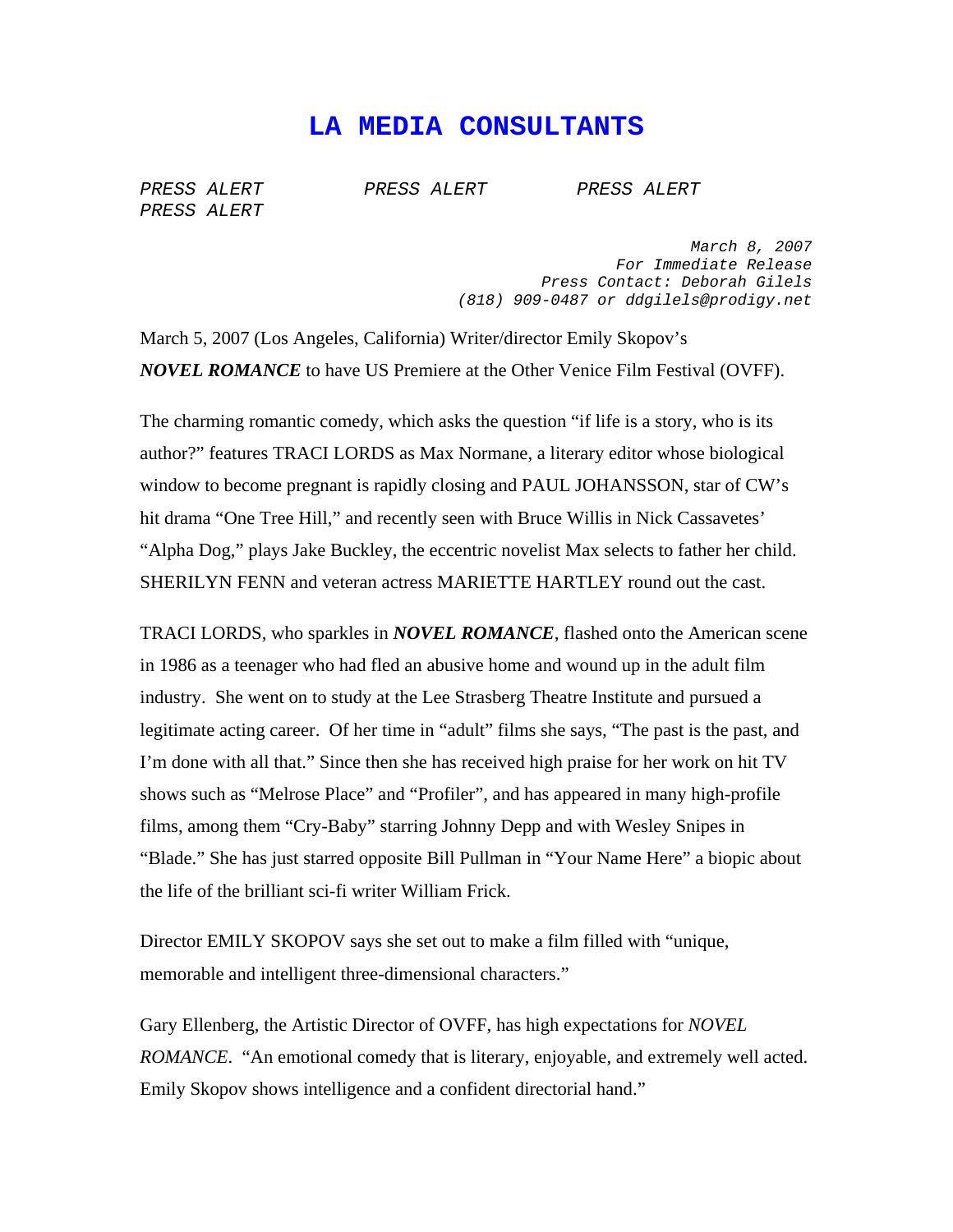# LA MEDIA CONSULTANTS

*PRESS ALERT PRESS ALERT PRESS ALERT*
*PRESS ALERT*

*March 8, 2007*
*For Immediate Release*
*Press Contact: Deborah Gilels*
*(818) 909-0487 or ddgilels@prodigy.net*

March 5, 2007 (Los Angeles, California) Writer/director Emily Skopov's ***NOVEL ROMANCE*** to have US Premiere at the Other Venice Film Festival (OVFF).

The charming romantic comedy, which asks the question "if life is a story, who is its author?" features TRACI LORDS as Max Normane, a literary editor whose biological window to become pregnant is rapidly closing and PAUL JOHANSSON, star of CW's hit drama "One Tree Hill," and recently seen with Bruce Willis in Nick Cassavetes' "Alpha Dog," plays Jake Buckley, the eccentric novelist Max selects to father her child. SHERILYN FENN and veteran actress MARIETTE HARTLEY round out the cast.

TRACI LORDS, who sparkles in ***NOVEL ROMANCE***, flashed onto the American scene in 1986 as a teenager who had fled an abusive home and wound up in the adult film industry. She went on to study at the Lee Strasberg Theatre Institute and pursued a legitimate acting career. Of her time in "adult" films she says, "The past is the past, and I'm done with all that." Since then she has received high praise for her work on hit TV shows such as "Melrose Place" and "Profiler", and has appeared in many high-profile films, among them "Cry-Baby" starring Johnny Depp and with Wesley Snipes in "Blade." She has just starred opposite Bill Pullman in "Your Name Here" a biopic about the life of the brilliant sci-fi writer William Frick.

Director EMILY SKOPOV says she set out to make a film filled with "unique, memorable and intelligent three-dimensional characters."

Gary Ellenberg, the Artistic Director of OVFF, has high expectations for *NOVEL ROMANCE*. "An emotional comedy that is literary, enjoyable, and extremely well acted. Emily Skopov shows intelligence and a confident directorial hand."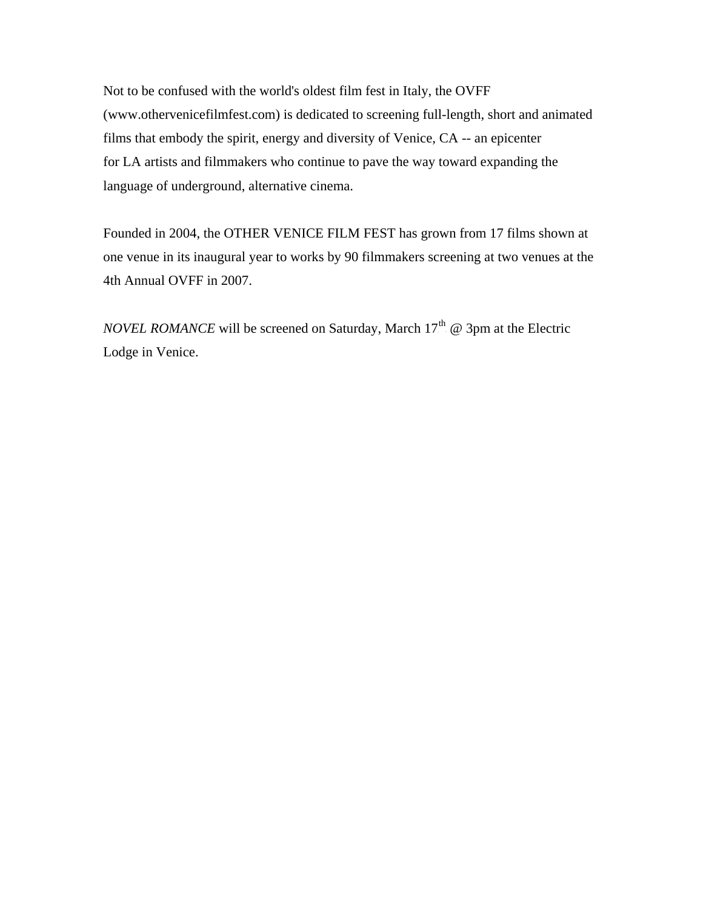Not to be confused with the world's oldest film fest in Italy, the OVFF (www.othervenicefilmfest.com) is dedicated to screening full-length, short and animated films that embody the spirit, energy and diversity of Venice, CA -- an epicenter for LA artists and filmmakers who continue to pave the way toward expanding the language of underground, alternative cinema.

Founded in 2004, the OTHER VENICE FILM FEST has grown from 17 films shown at one venue in its inaugural year to works by 90 filmmakers screening at two venues at the 4th Annual OVFF in 2007.

*NOVEL ROMANCE* will be screened on Saturday, March 17th @ 3pm at the Electric Lodge in Venice.